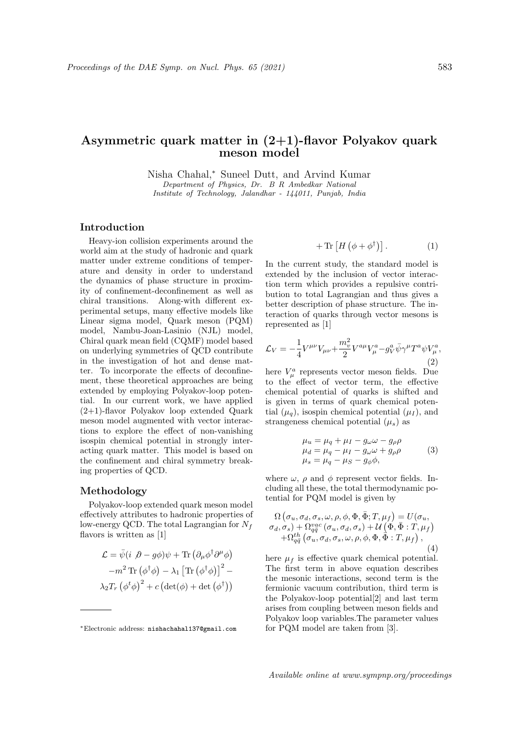# Asymmetric quark matter in (2+1)-flavor Polyakov quark meson model

Nisha Chahal,* Suneel Dutt, and Arvind Kumar

*Department of Physics, Dr. B R Ambedkar National Institute of Technology, Jalandhar - 144011, Punjab, India*

## Introduction

Heavy-ion collision experiments around the world aim at the study of hadronic and quark matter under extreme conditions of temperature and density in order to understand the dynamics of phase structure in proximity of confinement-deconfinement as well as chiral transitions. Along-with different experimental setups, many effective models like Linear sigma model, Quark meson (PQM) model, Nambu-Joan-Lasinio (NJL) model, Chiral quark mean field (CQMF) model based on underlying symmetries of QCD contribute in the investigation of hot and dense matter. To incorporate the effects of deconfinement, these theoretical approaches are being extended by employing Polyakov-loop potential. In our current work, we have applied (2+1)-flavor Polyakov loop extended Quark meson model augmented with vector interactions to explore the effect of non-vanishing isospin chemical potential in strongly interacting quark matter. This model is based on the confinement and chiral symmetry breaking properties of QCD.

## Methodology

Polyakov-loop extended quark meson model effectively attributes to hadronic properties of low-energy QCD. The total Lagrangian for $N_f$ flavors is written as [1]

$$\mathcal{L} = \bar{\psi}(i \not{\partial} - g\phi)\psi + \mathrm{Tr}\left(\partial_\mu \phi^\dagger \partial^\mu \phi\right) - m^2\,\mathrm{Tr}\left(\phi^\dagger\phi\right) - \lambda_1\left[\mathrm{Tr}\left(\phi^\dagger\phi\right)\right]^2 - \lambda_2 T_r\left(\phi^t\phi\right)^2 + c\left(\det(\phi) + \det\left(\phi^\dagger\right)\right) + \mathrm{Tr}\left[H\left(\phi + \phi^\dagger\right)\right]. \quad (1)$$

In the current study, the standard model is extended by the inclusion of vector interaction term which provides a repulsive contribution to total Lagrangian and thus gives a better description of phase structure. The interaction of quarks through vector mesons is represented as [1]

$$\mathcal{L}_V = -\frac{1}{4}V^{\mu\nu}V_{\mu\nu} + \frac{m_v^2}{2}V^{a\mu}V_\mu^a - g_V^a\bar{\psi}\gamma^\mu T^a\psi V_\mu^a, \quad (2)$$

here $V_\mu^a$ represents vector meson fields. Due to the effect of vector term, the effective chemical potential of quarks is shifted and is given in terms of quark chemical potential ($\mu_q$), isospin chemical potential ($\mu_I$), and strangeness chemical potential ($\mu_s$) as

$$\begin{aligned} \mu_u &= \mu_q + \mu_I - g_\omega\omega - g_\rho\rho \\ \mu_d &= \mu_q - \mu_I - g_\omega\omega + g_\rho\rho \\ \mu_s &= \mu_q - \mu_S - g_\phi\phi, \end{aligned} \quad (3)$$

where $\omega$, $\rho$ and $\phi$ represent vector fields. Including all these, the total thermodynamic potential for PQM model is given by

$$\Omega\left(\sigma_u, \sigma_d, \sigma_s, \omega, \rho, \phi, \Phi, \bar{\Phi}; T, \mu_f\right) = U(\sigma_u, \sigma_d, \sigma_s) + \Omega_{q\bar{q}}^{vac}\left(\sigma_u, \sigma_d, \sigma_s\right) + \mathcal{U}\left(\Phi, \bar{\Phi} : T, \mu_f\right) + \Omega_{q\bar{q}}^{th}\left(\sigma_u, \sigma_d, \sigma_s, \omega, \rho, \phi, \Phi, \bar{\Phi} : T, \mu_f\right), \quad (4)$$

here $\mu_f$ is effective quark chemical potential. The first term in above equation describes the mesonic interactions, second term is the fermionic vacuum contribution, third term is the Polyakov-loop potential[2] and last term arises from coupling between meson fields and Polyakov loop variables.The parameter values for PQM model are taken from [3].

*Electronic address: nishachahal137@gmail.com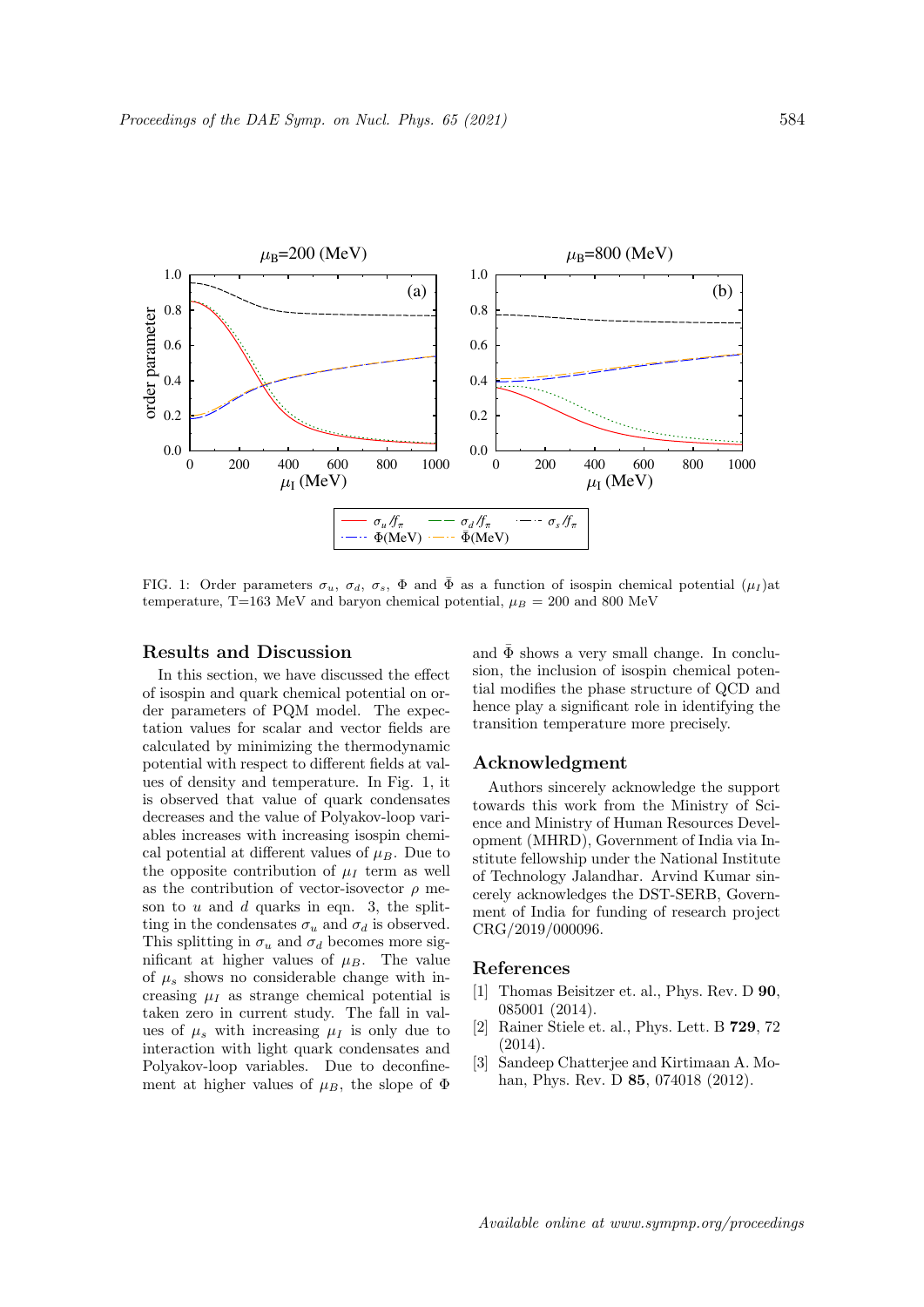$\mu_B$=200 (MeV)

$\mu_B$=800 (MeV)

(a)

(b)

order parameter

1.0
0.8
0.6
0.4
0.2
0.0

0 200 400 600 800 1000

$\mu_I$ (MeV)

$\sigma_u/f_\pi$ $\sigma_d/f_\pi$ $\sigma_s/f_\pi$
$\Phi$(MeV) $\bar{\Phi}$(MeV)

FIG. 1: Order parameters $\sigma_u$, $\sigma_d$, $\sigma_s$, $\Phi$ and $\bar{\Phi}$ as a function of isospin chemical potential ($\mu_I$)at temperature, T=163 MeV and baryon chemical potential, $\mu_B$ = 200 and 800 MeV

## Results and Discussion

In this section, we have discussed the effect of isospin and quark chemical potential on order parameters of PQM model. The expectation values for scalar and vector fields are calculated by minimizing the thermodynamic potential with respect to different fields at values of density and temperature. In Fig. 1, it is observed that value of quark condensates decreases and the value of Polyakov-loop variables increases with increasing isospin chemical potential at different values of $\mu_B$. Due to the opposite contribution of $\mu_I$ term as well as the contribution of vector-isovector $\rho$ meson to $u$ and $d$ quarks in eqn. 3, the splitting in the condensates $\sigma_u$ and $\sigma_d$ is observed. This splitting in $\sigma_u$ and $\sigma_d$ becomes more significant at higher values of $\mu_B$. The value of $\mu_s$ shows no considerable change with increasing $\mu_I$ as strange chemical potential is taken zero in current study. The fall in values of $\mu_s$ with increasing $\mu_I$ is only due to interaction with light quark condensates and Polyakov-loop variables. Due to deconfinement at higher values of $\mu_B$, the slope of $\Phi$ and $\bar{\Phi}$ shows a very small change. In conclusion, the inclusion of isospin chemical potential modifies the phase structure of QCD and hence play a significant role in identifying the transition temperature more precisely.

## Acknowledgment

Authors sincerely acknowledge the support towards this work from the Ministry of Science and Ministry of Human Resources Development (MHRD), Government of India via Institute fellowship under the National Institute of Technology Jalandhar. Arvind Kumar sincerely acknowledges the DST-SERB, Government of India for funding of research project CRG/2019/000096.

## References

[1] Thomas Beisitzer et. al., Phys. Rev. D **90**, 085001 (2014).

[2] Rainer Stiele et. al., Phys. Lett. B **729**, 72 (2014).

[3] Sandeep Chatterjee and Kirtimaan A. Mohan, Phys. Rev. D **85**, 074018 (2012).